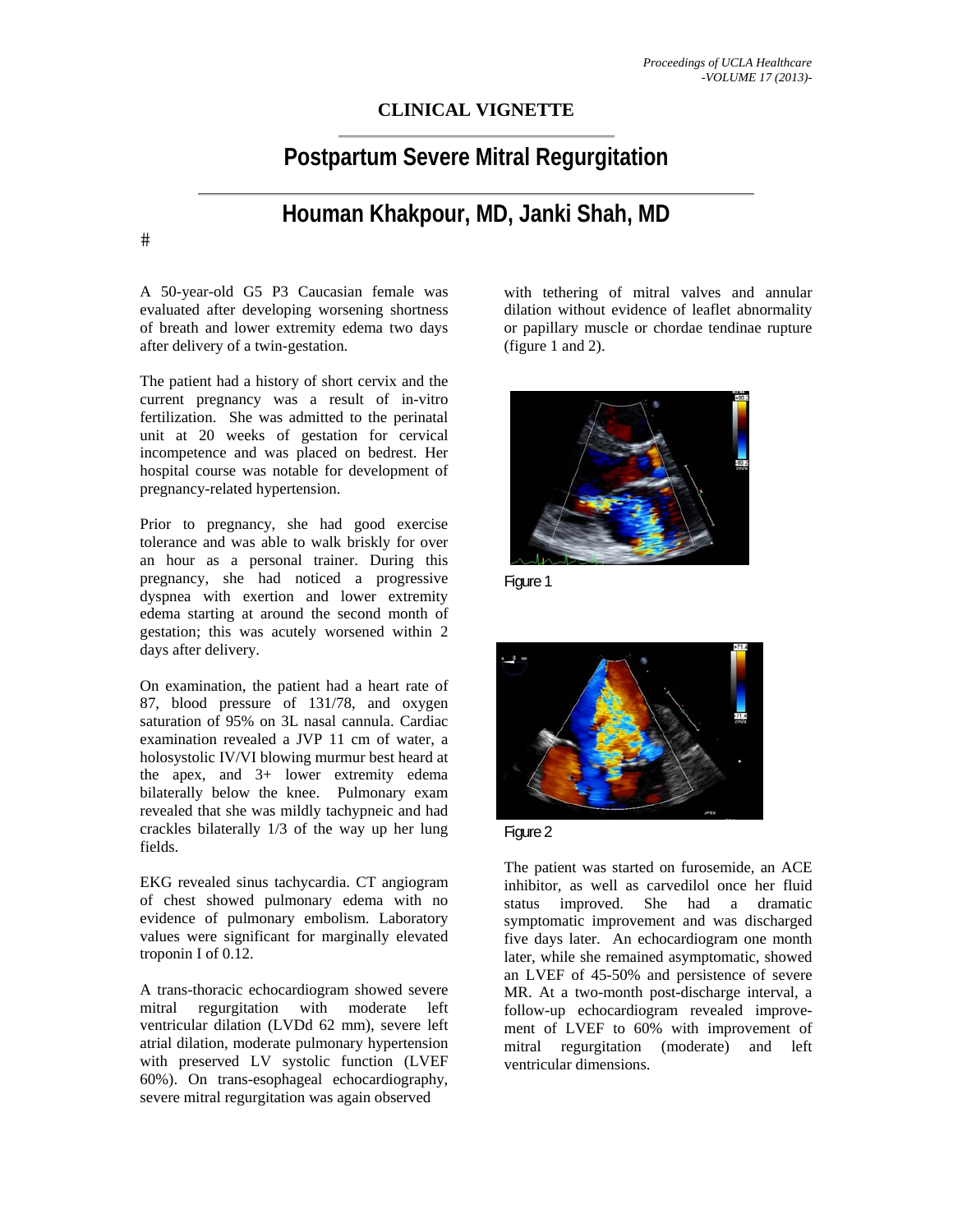## CLINICAL VIGNETTE

# Postpartum Severe Mitral Regurgitation

## Houman Khakpour, MD, Janki Shah, MD

#

A 50-year-old G5 P3 Caucasian female was evaluated after developing worsening shortness of breath and lower extremity edema two days after delivery of a twin-gestation.

The patient had a history of short cervix and the current pregnancy was a result of in-vitro fertilization. She was admitted to the perinatal unit at 20 weeks of gestation for cervical incompetence and was placed on bedrest. Her hospital course was notable for development of pregnancy-related hypertension.

Prior to pregnancy, she had good exercise tolerance and was able to walk briskly for over an hour as a personal trainer. During this pregnancy, she had noticed a progressive dyspnea with exertion and lower extremity edema starting at around the second month of gestation; this was acutely worsened within 2 days after delivery.

On examination, the patient had a heart rate of 87, blood pressure of 131/78, and oxygen saturation of 95% on 3L nasal cannula. Cardiac examination revealed a JVP 11 cm of water, a holosystolic IV/VI blowing murmur best heard at the apex, and 3+ lower extremity edema bilaterally below the knee. Pulmonary exam revealed that she was mildly tachypneic and had crackles bilaterally 1/3 of the way up her lung fields.

EKG revealed sinus tachycardia. CT angiogram of chest showed pulmonary edema with no evidence of pulmonary embolism. Laboratory values were significant for marginally elevated troponin I of 0.12.

A trans-thoracic echocardiogram showed severe mitral regurgitation with moderate left ventricular dilation (LVDd 62 mm), severe left atrial dilation, moderate pulmonary hypertension with preserved LV systolic function (LVEF 60%). On trans-esophageal echocardiography, severe mitral regurgitation was again observed with tethering of mitral valves and annular dilation without evidence of leaflet abnormality or papillary muscle or chordae tendinae rupture (figure 1 and 2).

Figure 1

Figure 2

The patient was started on furosemide, an ACE inhibitor, as well as carvedilol once her fluid status improved. She had a dramatic symptomatic improvement and was discharged five days later. An echocardiogram one month later, while she remained asymptomatic, showed an LVEF of 45-50% and persistence of severe MR. At a two-month post-discharge interval, a follow-up echocardiogram revealed improvement of LVEF to 60% with improvement of mitral regurgitation (moderate) and left ventricular dimensions.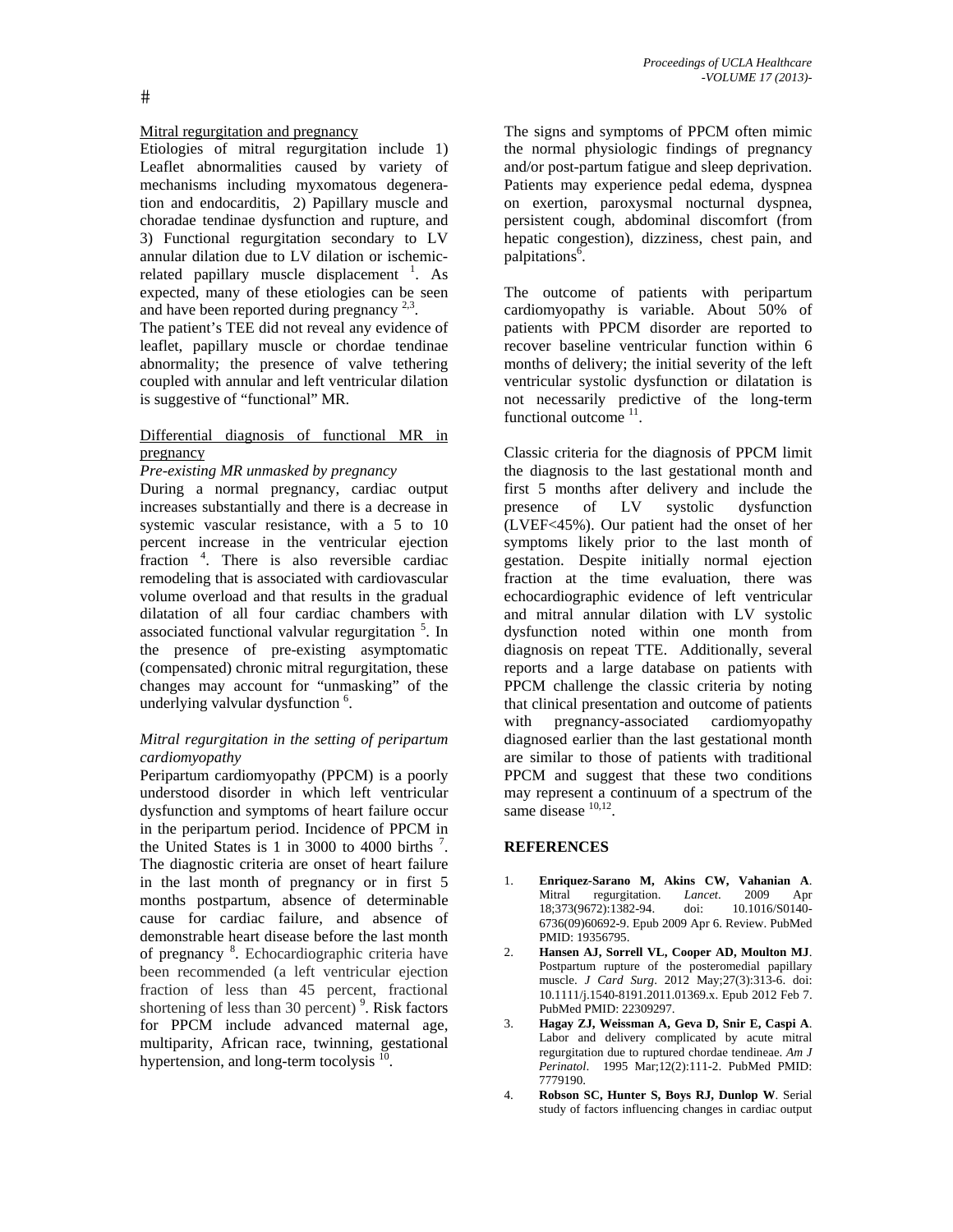#

Mitral regurgitation and pregnancy

Etiologies of mitral regurgitation include 1) Leaflet abnormalities caused by variety of mechanisms including myxomatous degeneration and endocarditis, 2) Papillary muscle and choradae tendinae dysfunction and rupture, and 3) Functional regurgitation secondary to LV annular dilation due to LV dilation or ischemic-related papillary muscle displacement [1]. As expected, many of these etiologies can be seen and have been reported during pregnancy [2,3].

The patient's TEE did not reveal any evidence of leaflet, papillary muscle or chordae tendinae abnormality; the presence of valve tethering coupled with annular and left ventricular dilation is suggestive of "functional" MR.

Differential diagnosis of functional MR in pregnancy

*Pre-existing MR unmasked by pregnancy*

During a normal pregnancy, cardiac output increases substantially and there is a decrease in systemic vascular resistance, with a 5 to 10 percent increase in the ventricular ejection fraction [4]. There is also reversible cardiac remodeling that is associated with cardiovascular volume overload and that results in the gradual dilatation of all four cardiac chambers with associated functional valvular regurgitation [5]. In the presence of pre-existing asymptomatic (compensated) chronic mitral regurgitation, these changes may account for "unmasking" of the underlying valvular dysfunction [6].

*Mitral regurgitation in the setting of peripartum cardiomyopathy*

Peripartum cardiomyopathy (PPCM) is a poorly understood disorder in which left ventricular dysfunction and symptoms of heart failure occur in the peripartum period. Incidence of PPCM in the United States is 1 in 3000 to 4000 births [7]. The diagnostic criteria are onset of heart failure in the last month of pregnancy or in first 5 months postpartum, absence of determinable cause for cardiac failure, and absence of demonstrable heart disease before the last month of pregnancy [8]. Echocardiographic criteria have been recommended (a left ventricular ejection fraction of less than 45 percent, fractional shortening of less than 30 percent) [9]. Risk factors for PPCM include advanced maternal age, multiparity, African race, twinning, gestational hypertension, and long-term tocolysis [10].

The signs and symptoms of PPCM often mimic the normal physiologic findings of pregnancy and/or post-partum fatigue and sleep deprivation. Patients may experience pedal edema, dyspnea on exertion, paroxysmal nocturnal dyspnea, persistent cough, abdominal discomfort (from hepatic congestion), dizziness, chest pain, and palpitations[6].

The outcome of patients with peripartum cardiomyopathy is variable. About 50% of patients with PPCM disorder are reported to recover baseline ventricular function within 6 months of delivery; the initial severity of the left ventricular systolic dysfunction or dilatation is not necessarily predictive of the long-term functional outcome [11].

Classic criteria for the diagnosis of PPCM limit the diagnosis to the last gestational month and first 5 months after delivery and include the presence of LV systolic dysfunction (LVEF<45%). Our patient had the onset of her symptoms likely prior to the last month of gestation. Despite initially normal ejection fraction at the time evaluation, there was echocardiographic evidence of left ventricular and mitral annular dilation with LV systolic dysfunction noted within one month from diagnosis on repeat TTE. Additionally, several reports and a large database on patients with PPCM challenge the classic criteria by noting that clinical presentation and outcome of patients with pregnancy-associated cardiomyopathy diagnosed earlier than the last gestational month are similar to those of patients with traditional PPCM and suggest that these two conditions may represent a continuum of a spectrum of the same disease [10,12].

## REFERENCES

1. **Enriquez-Sarano M, Akins CW, Vahanian A**. Mitral regurgitation. *Lancet*. 2009 Apr 18;373(9672):1382-94. doi: 10.1016/S0140-6736(09)60692-9. Epub 2009 Apr 6. Review. PubMed PMID: 19356795.
2. **Hansen AJ, Sorrell VL, Cooper AD, Moulton MJ**. Postpartum rupture of the posteromedial papillary muscle. *J Card Surg*. 2012 May;27(3):313-6. doi: 10.1111/j.1540-8191.2011.01369.x. Epub 2012 Feb 7. PubMed PMID: 22309297.
3. **Hagay ZJ, Weissman A, Geva D, Snir E, Caspi A**. Labor and delivery complicated by acute mitral regurgitation due to ruptured chordae tendineae. *Am J Perinatol*. 1995 Mar;12(2):111-2. PubMed PMID: 7779190.
4. **Robson SC, Hunter S, Boys RJ, Dunlop W**. Serial study of factors influencing changes in cardiac output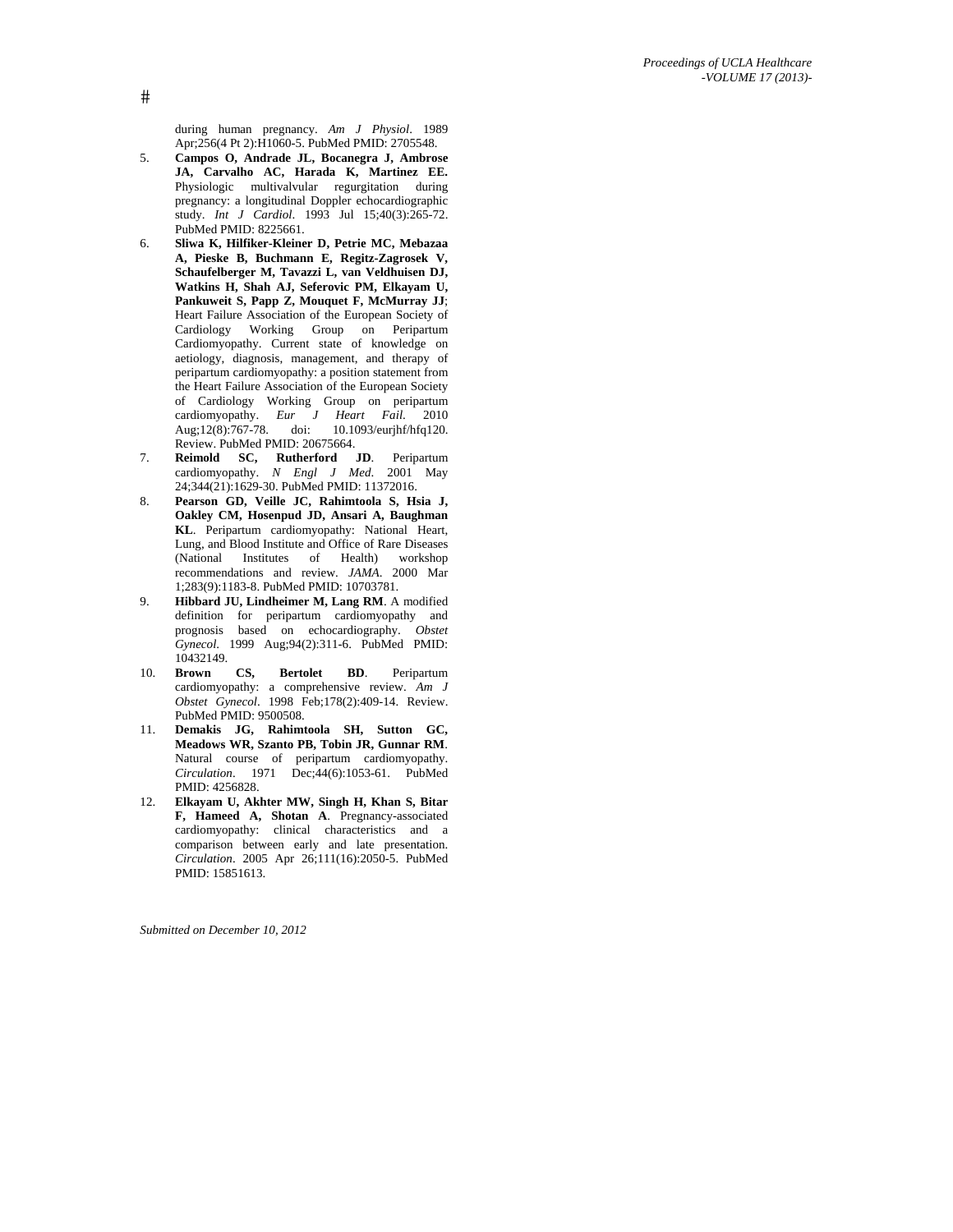during human pregnancy. *Am J Physiol*. 1989 Apr;256(4 Pt 2):H1060-5. PubMed PMID: 2705548.

5. **Campos O, Andrade JL, Bocanegra J, Ambrose JA, Carvalho AC, Harada K, Martinez EE.** Physiologic multivalvular regurgitation during pregnancy: a longitudinal Doppler echocardiographic study. *Int J Cardiol*. 1993 Jul 15;40(3):265-72. PubMed PMID: 8225661.
6. **Sliwa K, Hilfiker-Kleiner D, Petrie MC, Mebazaa A, Pieske B, Buchmann E, Regitz-Zagrosek V, Schaufelberger M, Tavazzi L, van Veldhuisen DJ, Watkins H, Shah AJ, Seferovic PM, Elkayam U, Pankuweit S, Papp Z, Mouquet F, McMurray JJ**; Heart Failure Association of the European Society of Cardiology Working Group on Peripartum Cardiomyopathy. Current state of knowledge on aetiology, diagnosis, management, and therapy of peripartum cardiomyopathy: a position statement from the Heart Failure Association of the European Society of Cardiology Working Group on peripartum cardiomyopathy. *Eur J Heart Fail.* 2010 Aug;12(8):767-78. doi: 10.1093/eurjhf/hfq120. Review. PubMed PMID: 20675664.
7. **Reimold SC, Rutherford JD**. Peripartum cardiomyopathy. *N Engl J Med.* 2001 May 24;344(21):1629-30. PubMed PMID: 11372016.
8. **Pearson GD, Veille JC, Rahimtoola S, Hsia J, Oakley CM, Hosenpud JD, Ansari A, Baughman KL**. Peripartum cardiomyopathy: National Heart, Lung, and Blood Institute and Office of Rare Diseases (National Institutes of Health) workshop recommendations and review. *JAMA*. 2000 Mar 1;283(9):1183-8. PubMed PMID: 10703781.
9. **Hibbard JU, Lindheimer M, Lang RM**. A modified definition for peripartum cardiomyopathy and prognosis based on echocardiography. *Obstet Gynecol.* 1999 Aug;94(2):311-6. PubMed PMID: 10432149.
10. **Brown CS, Bertolet BD**. Peripartum cardiomyopathy: a comprehensive review. *Am J Obstet Gynecol*. 1998 Feb;178(2):409-14. Review. PubMed PMID: 9500508.
11. **Demakis JG, Rahimtoola SH, Sutton GC, Meadows WR, Szanto PB, Tobin JR, Gunnar RM**. Natural course of peripartum cardiomyopathy. *Circulation*. 1971 Dec;44(6):1053-61. PubMed PMID: 4256828.
12. **Elkayam U, Akhter MW, Singh H, Khan S, Bitar F, Hameed A, Shotan A**. Pregnancy-associated cardiomyopathy: clinical characteristics and a comparison between early and late presentation. *Circulation*. 2005 Apr 26;111(16):2050-5. PubMed PMID: 15851613.

*Submitted on December 10, 2012*